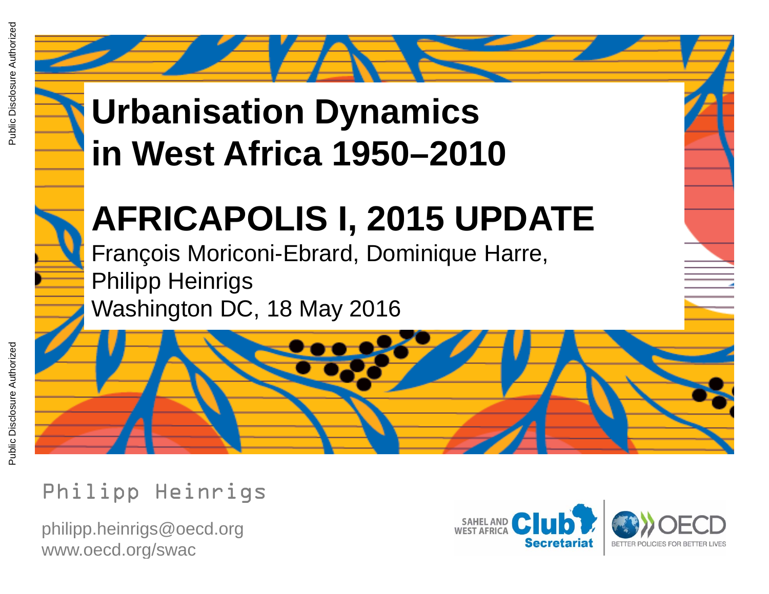# Urbanisation Dynamics in West Africa 1950–2010

# AFRICAPOLIS I, 2015 UPDATE

François Moriconi-Ebrard, Dominique Harre, Philipp Heinrigs

Washington DC, 18 May 2016

Philipp Heinrigs

philipp.heinrigs@oecd.org

www.oecd.org/swac

SAHEL AND WEST AFRICA Club Secretariat

OECD BETTER POLICIES FOR BETTER LIVES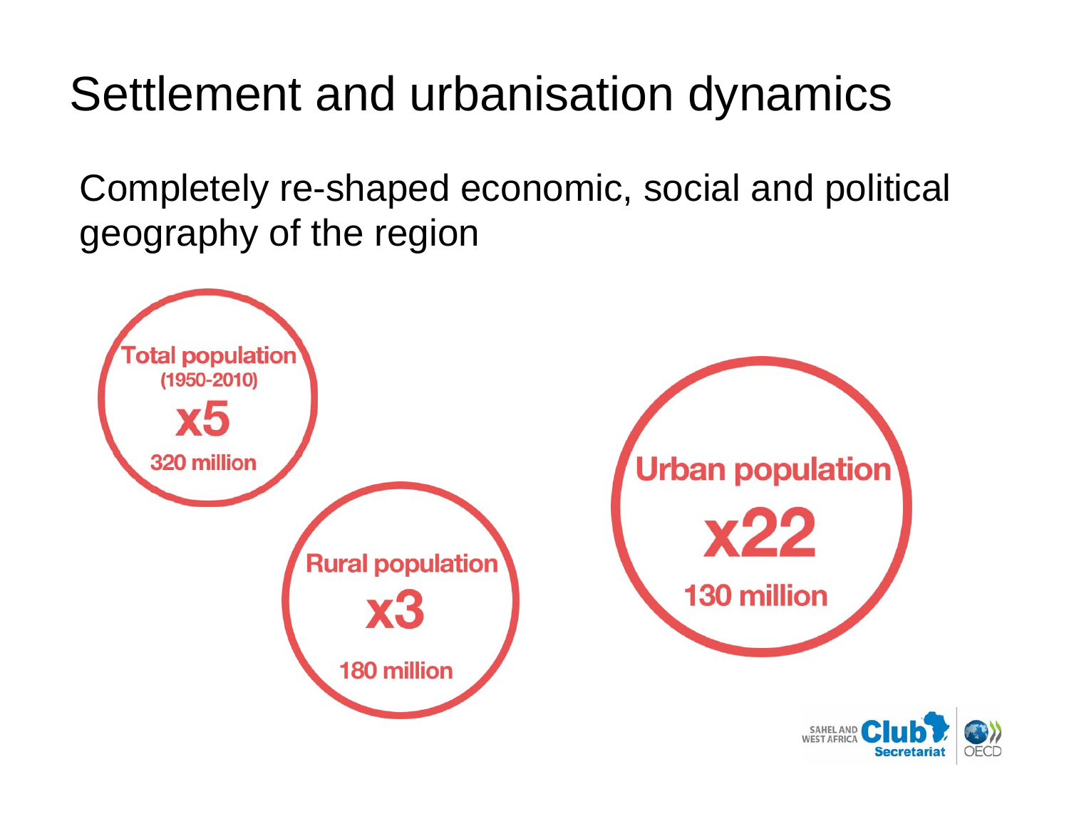# Settlement and urbanisation dynamics

Completely re-shaped economic, social and political geography of the region

**Total population**
**(1950-2010)**
**x5**
**320 million**

**Rural population**
**x3**
**180 million**

**Urban population**
**x22**
**130 million**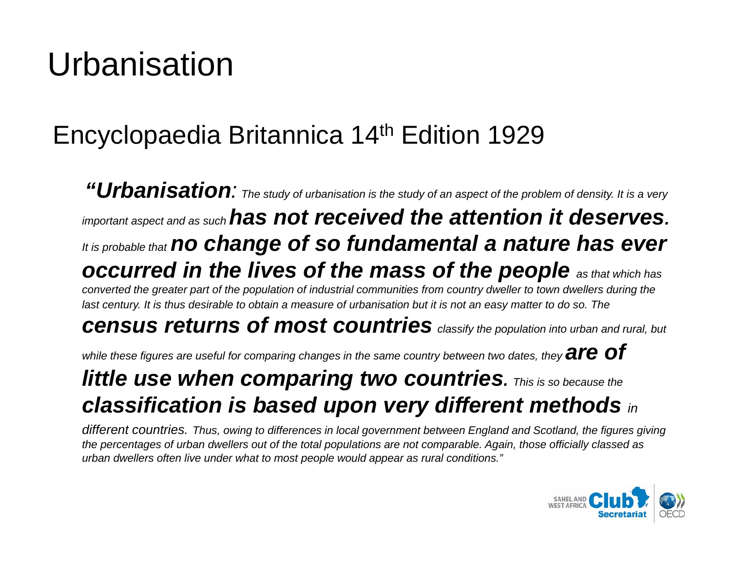# Urbanisation

## Encyclopaedia Britannica 14th Edition 1929

*“**Urbanisation**: The study of urbanisation is the study of an aspect of the problem of density. It is a very important aspect and as such **has not received the attention it deserves**. It is probable that **no change of so fundamental a nature has ever occurred in the lives of the mass of the people** as that which has converted the greater part of the population of industrial communities from country dweller to town dwellers during the last century. It is thus desirable to obtain a measure of urbanisation but it is not an easy matter to do so. The **census returns of most countries** classify the population into urban and rural, but while these figures are useful for comparing changes in the same country between two dates, they **are of little use when comparing two countries**. This is so because the **classification is based upon very different methods** in different countries. Thus, owing to differences in local government between England and Scotland, the figures giving the percentages of urban dwellers out of the total populations are not comparable. Again, those officially classed as urban dwellers often live under what to most people would appear as rural conditions.”*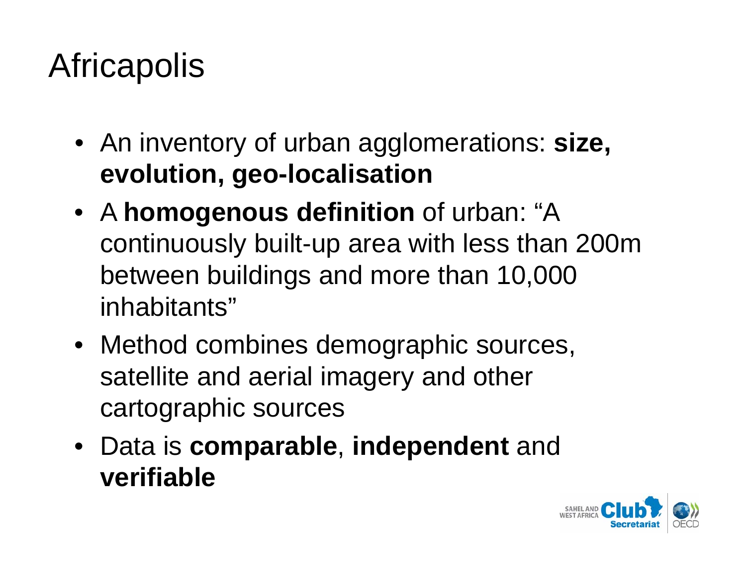# Africapolis

- An inventory of urban agglomerations: **size, evolution, geo-localisation**
- A **homogenous definition** of urban: "A continuously built-up area with less than 200m between buildings and more than 10,000 inhabitants"
- Method combines demographic sources, satellite and aerial imagery and other cartographic sources
- Data is **comparable**, **independent** and **verifiable**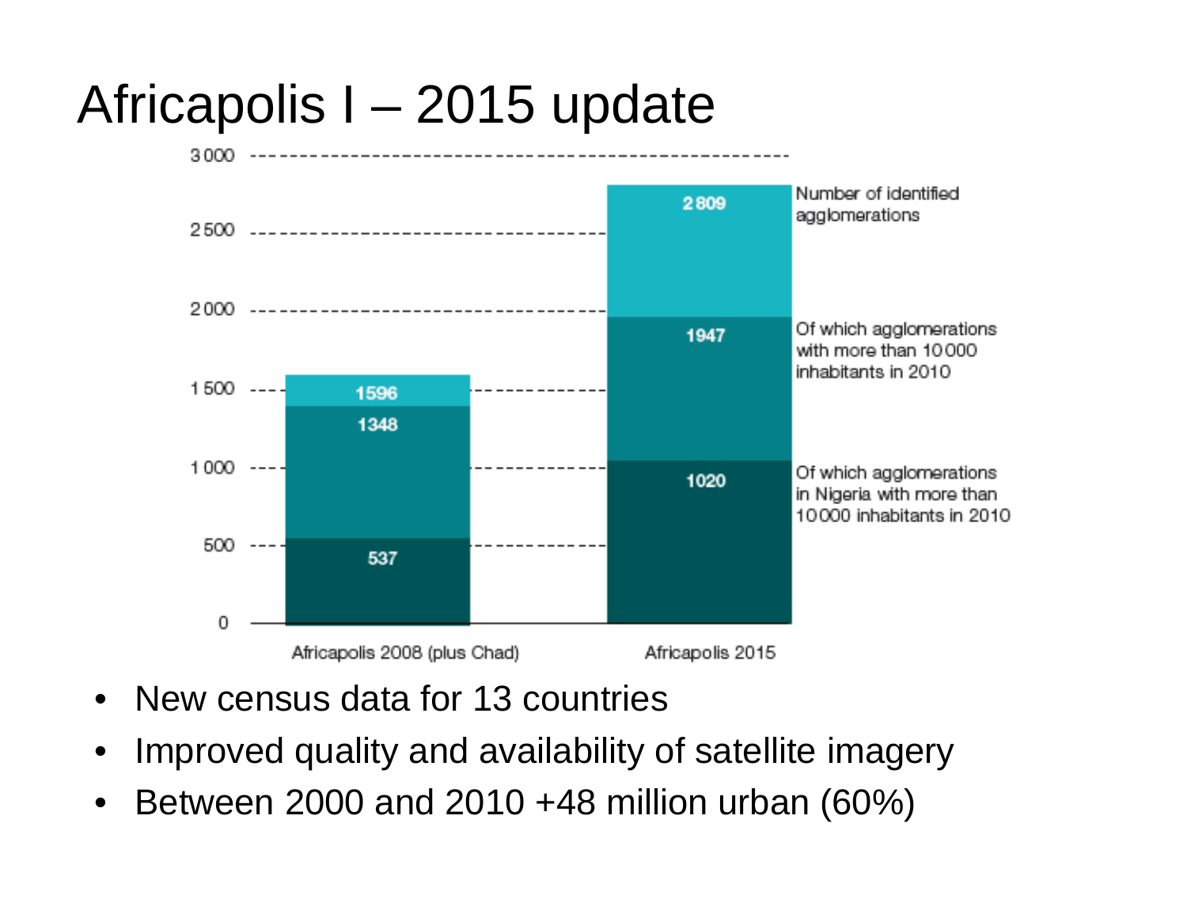# Africapolis I – 2015 update

| | Africapolis 2008 (plus Chad) | Africapolis 2015 |
| --- | --- | --- |
| Number of identified agglomerations | 1596 | 2 809 |
| Of which agglomerations with more than 10 000 inhabitants in 2010 | 1348 | 1947 |
| Of which agglomerations in Nigeria with more than 10 000 inhabitants in 2010 | 537 | 1020 |

- New census data for 13 countries
- Improved quality and availability of satellite imagery
- Between 2000 and 2010 +48 million urban (60%)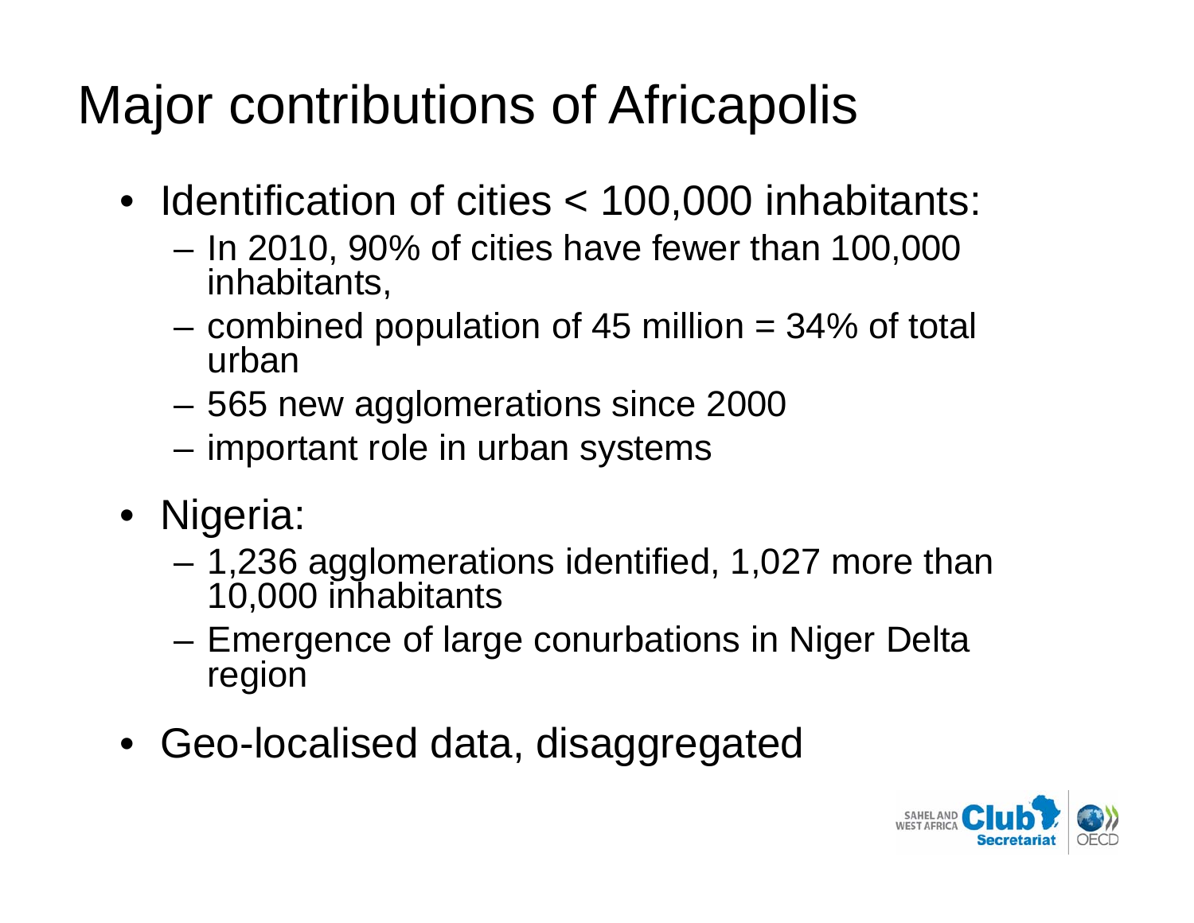# Major contributions of Africapolis

- Identification of cities < 100,000 inhabitants:
  - In 2010, 90% of cities have fewer than 100,000 inhabitants,
  - combined population of 45 million = 34% of total urban
  - 565 new agglomerations since 2000
  - important role in urban systems
- Nigeria:
  - 1,236 agglomerations identified, 1,027 more than 10,000 inhabitants
  - Emergence of large conurbations in Niger Delta region
- Geo-localised data, disaggregated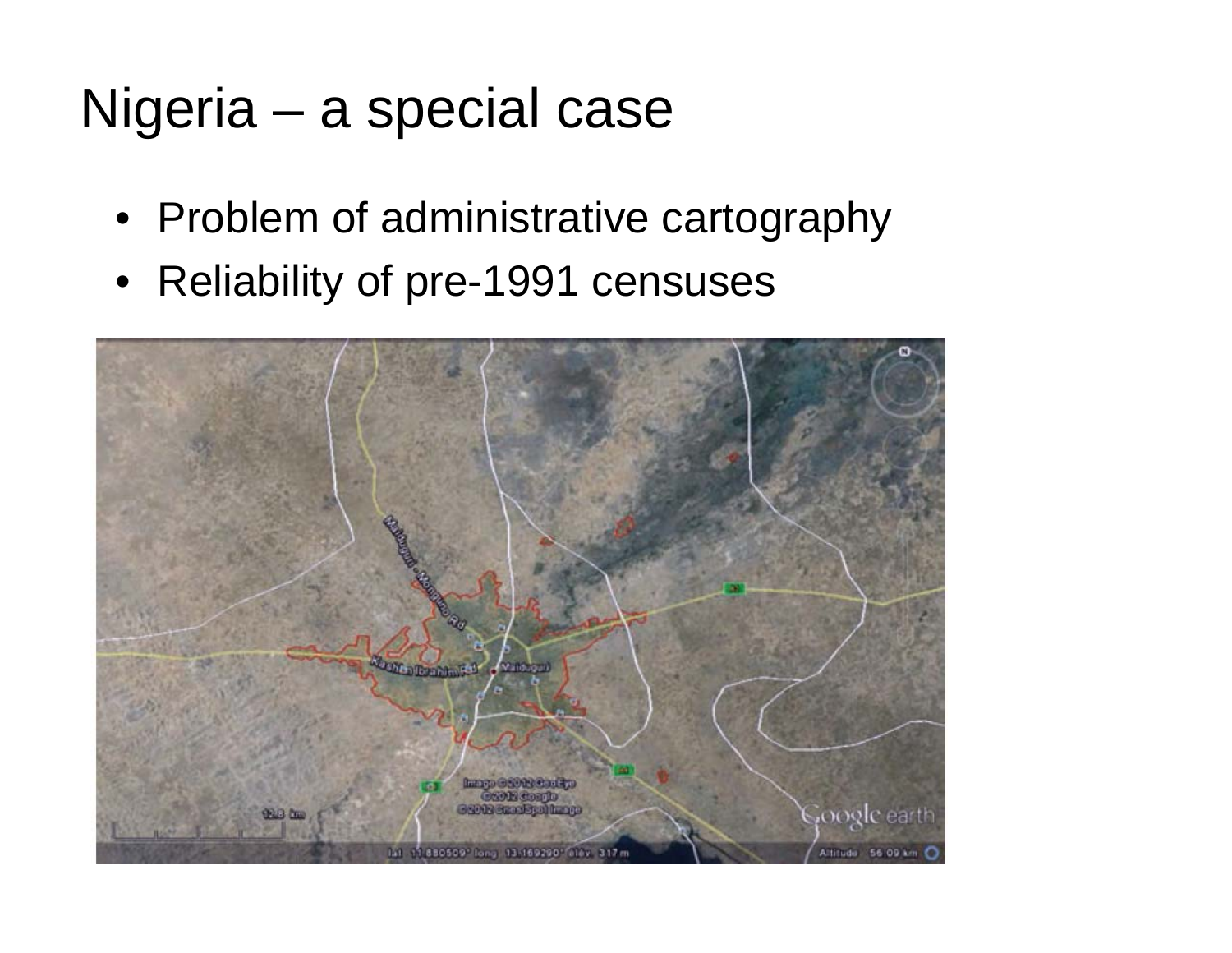# Nigeria – a special case

- Problem of administrative cartography
- Reliability of pre-1991 censuses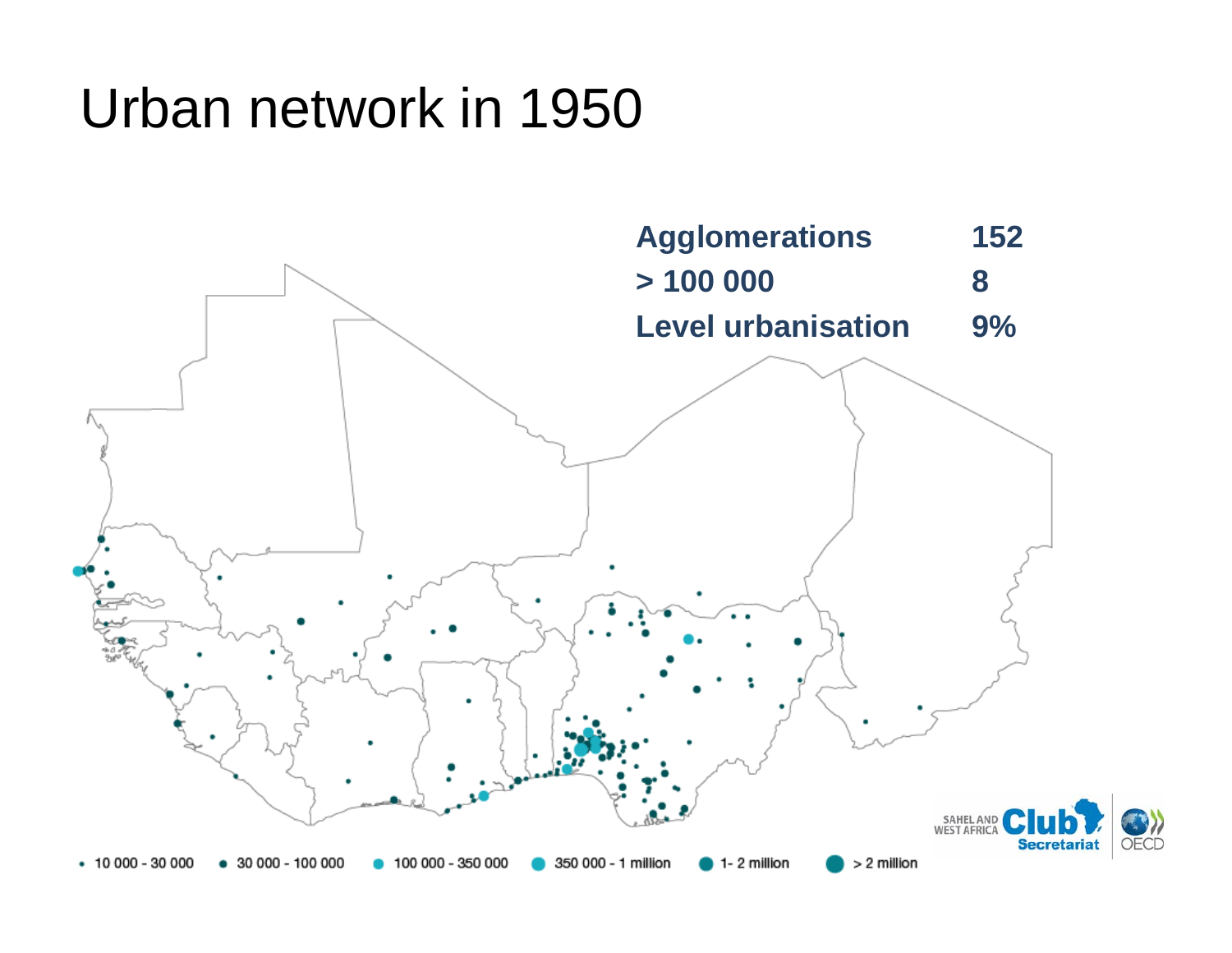# Urban network in 1950

| | |
|---|---|
| **Agglomerations** | **152** |
| **> 100 000** | **8** |
| **Level urbanisation** | **9%** |

• 10 000 - 30 000 • 30 000 - 100 000 • 100 000 - 350 000 • 350 000 - 1 million • 1- 2 million • > 2 million

SAHEL AND WEST AFRICA Club Secretariat | OECD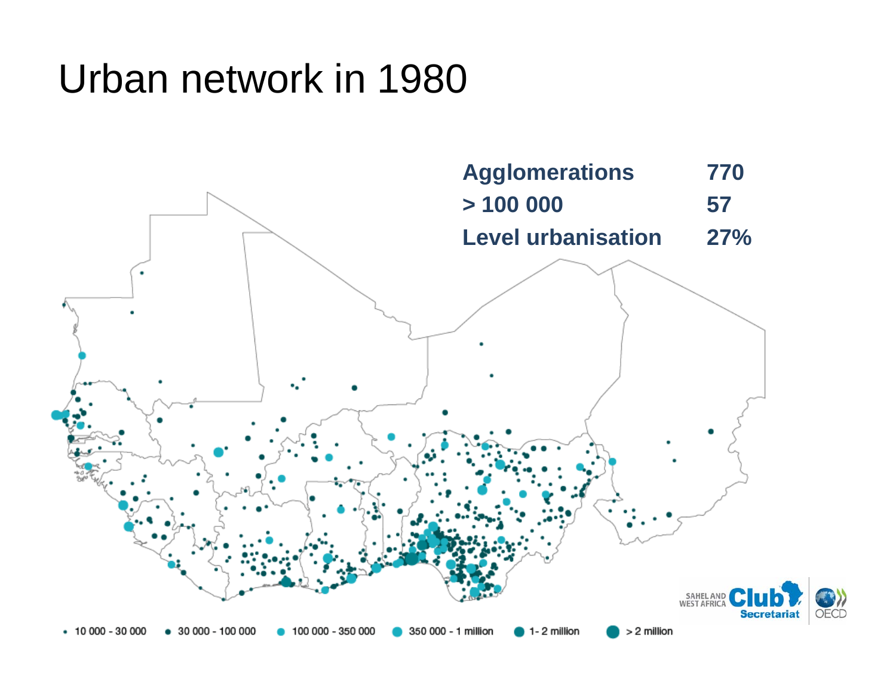# Urban network in 1980

| | |
|---|---|
| **Agglomerations** | **770** |
| **> 100 000** | **57** |
| **Level urbanisation** | **27%** |

• 10 000 - 30 000 • 30 000 - 100 000 • 100 000 - 350 000 • 350 000 - 1 million • 1 - 2 million • > 2 million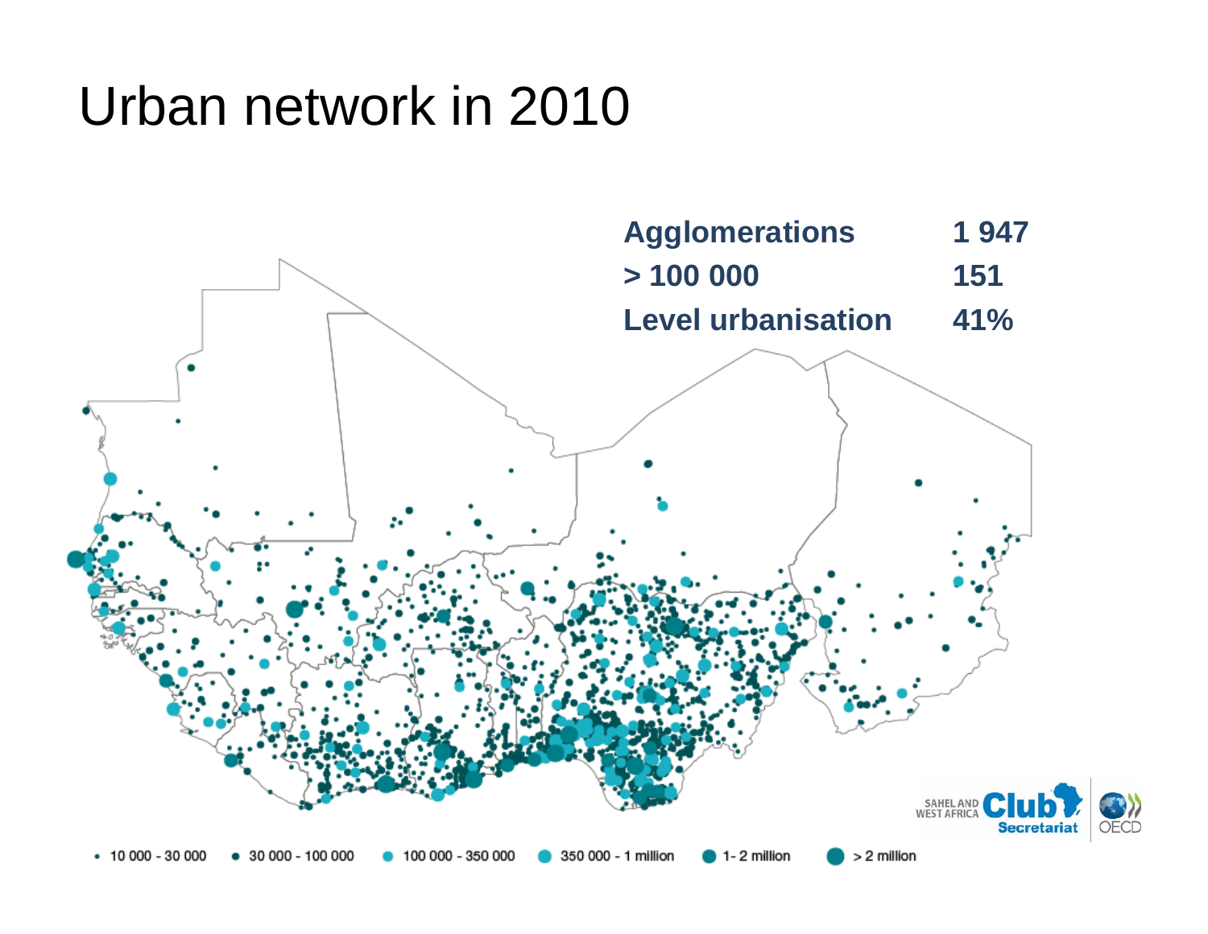# Urban network in 2010

| | |
|---|---|
| **Agglomerations** | **1 947** |
| **> 100 000** | **151** |
| **Level urbanisation** | **41%** |

• 10 000 - 30 000 • 30 000 - 100 000 • 100 000 - 350 000 • 350 000 - 1 million • 1 - 2 million • > 2 million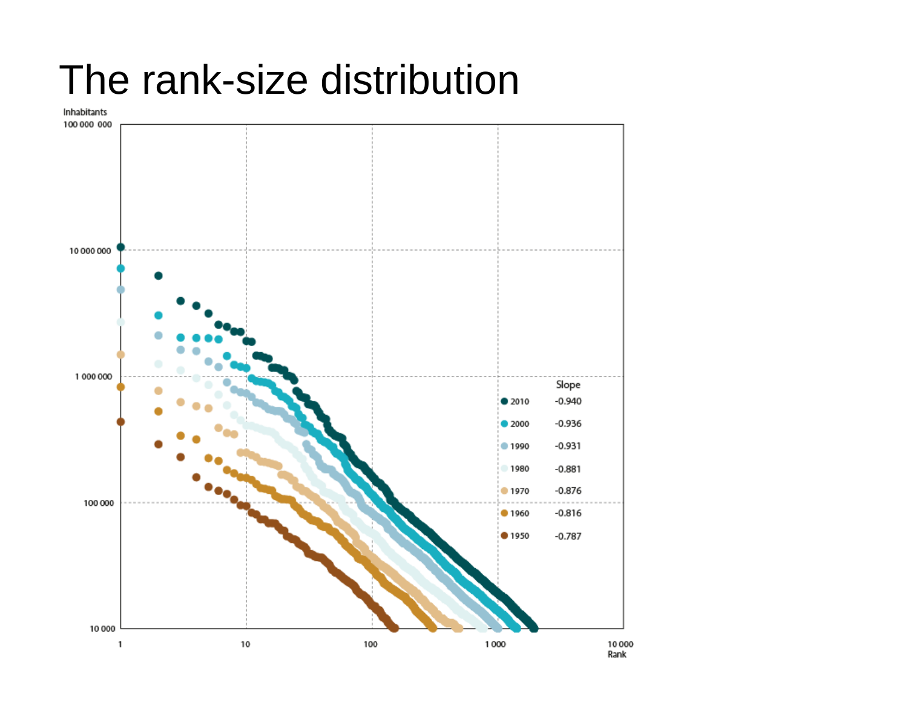# The rank-size distribution

Inhabitants

100 000 000

10 000 000

1 000 000

100 000

10 000

1 | 10 | 100 | 1 000 | 10 000

Rank

| | Slope |
|---|---|
| 2010 | -0.940 |
| 2000 | -0.936 |
| 1990 | -0.931 |
| 1980 | -0.881 |
| 1970 | -0.876 |
| 1960 | -0.816 |
| 1950 | -0.787 |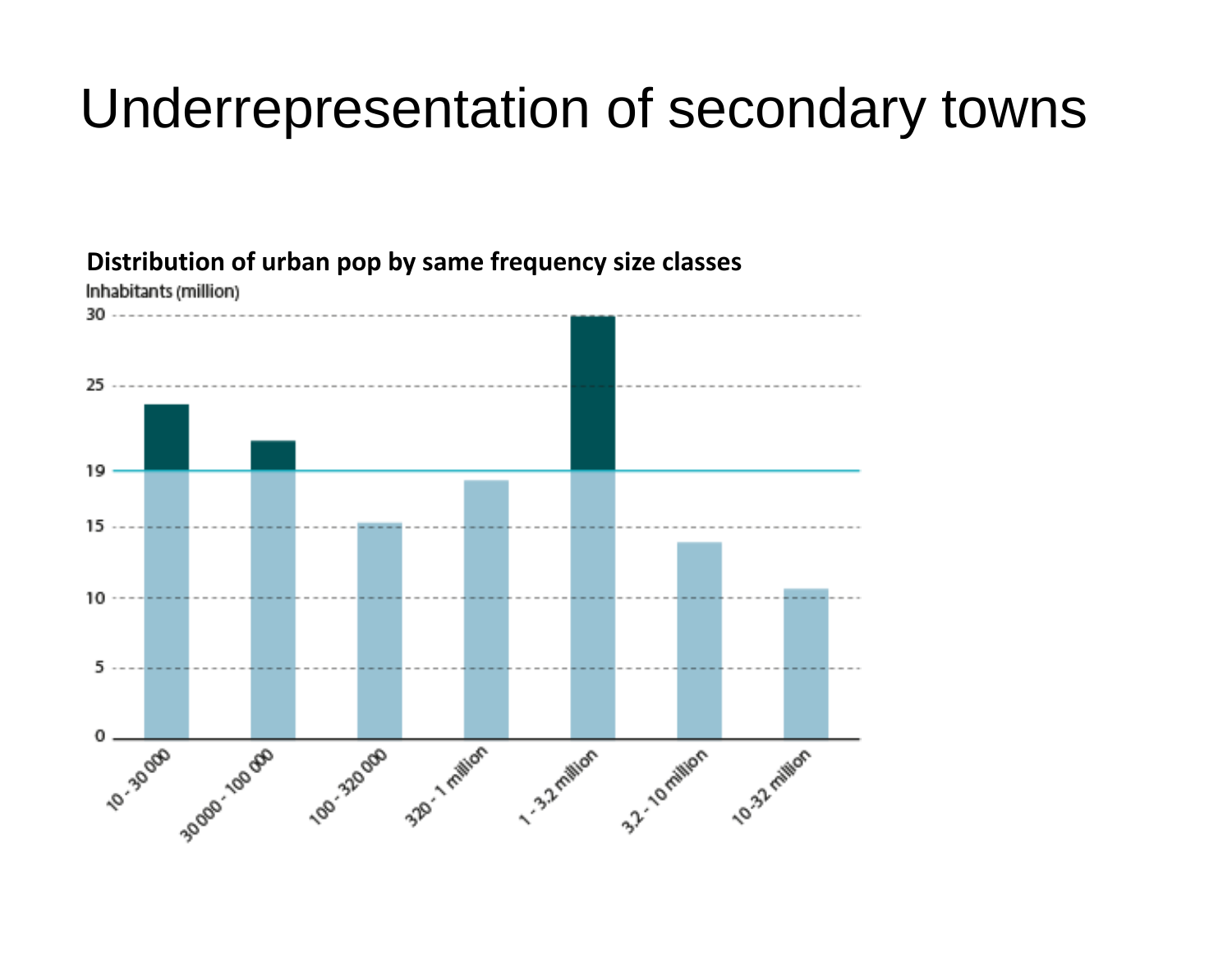# Underrepresentation of secondary towns

**Distribution of urban pop by same frequency size classes**

Inhabitants (million)

30

25

19

15

10

5

0

10 - 30 000

30 000 - 100 000

100 - 320 000

320 - 1 million

1 - 3.2 million

3.2 - 10 million

10-32 million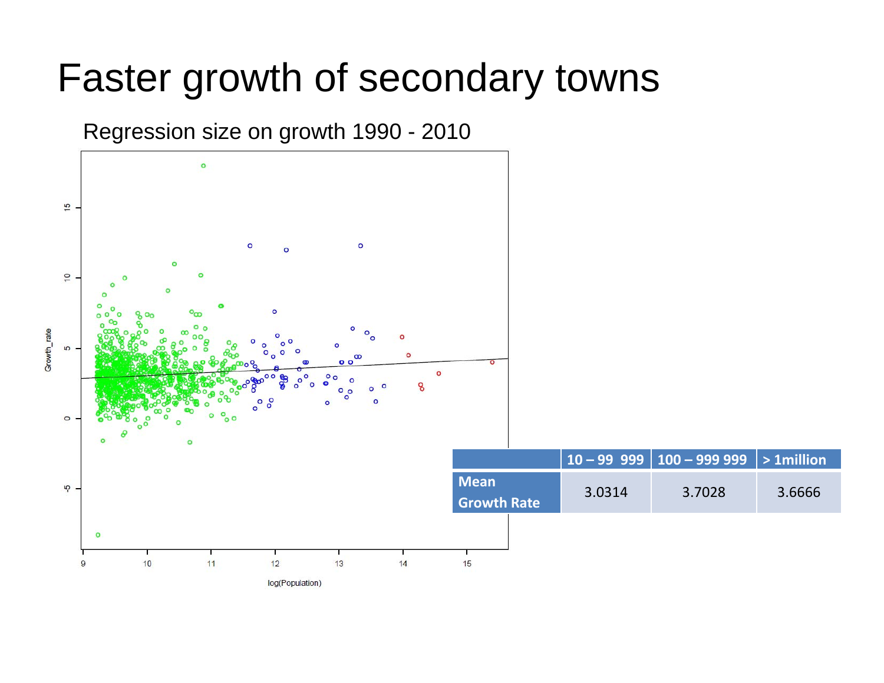# Faster growth of secondary towns

Regression size on growth 1990 - 2010

| | 10 – 99 999 | 100 – 999 999 | > 1million |
|---|---|---|---|
| **Mean Growth Rate** | 3.0314 | 3.7028 | 3.6666 |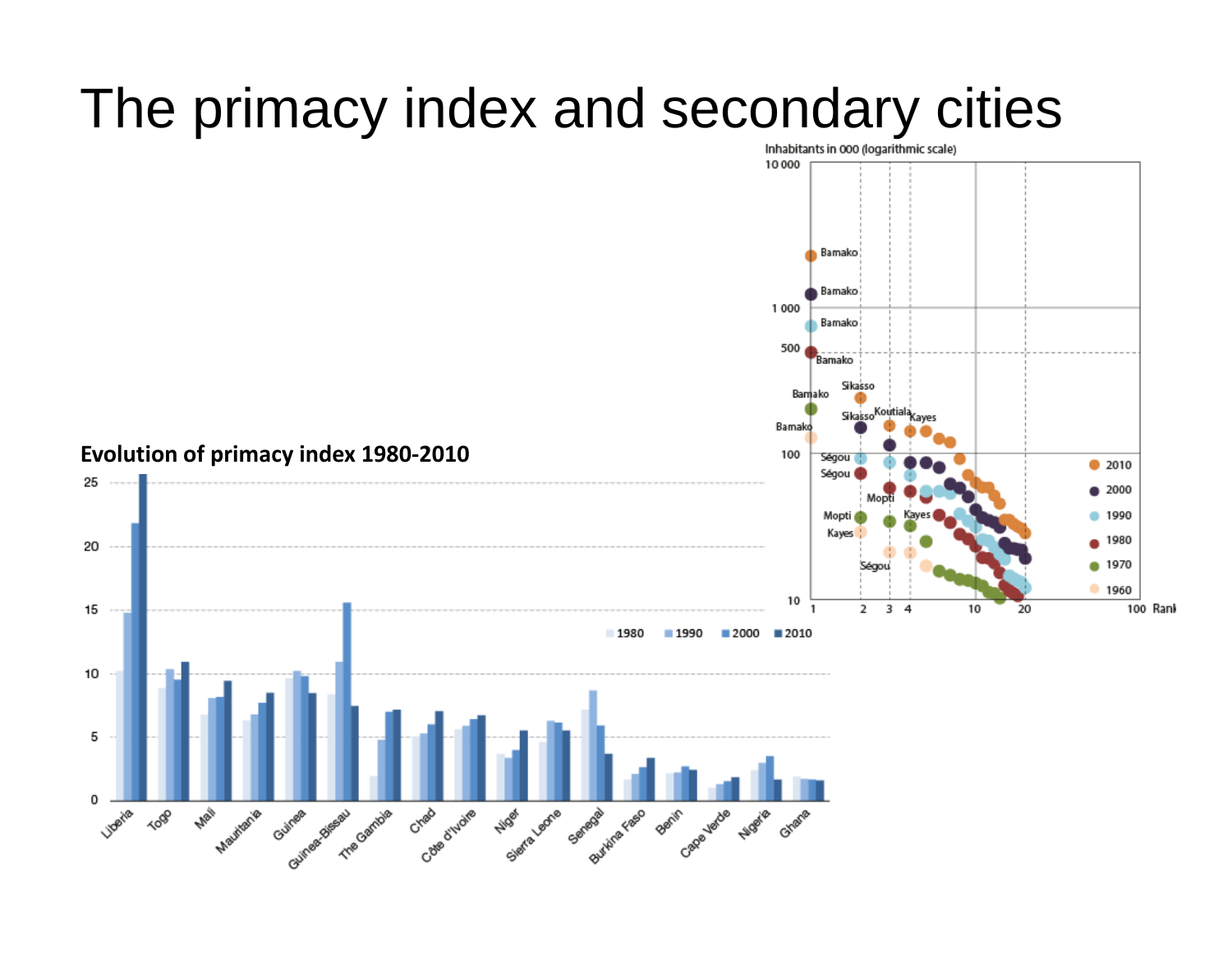# The primacy index and secondary cities

**Evolution of primacy index 1980-2010**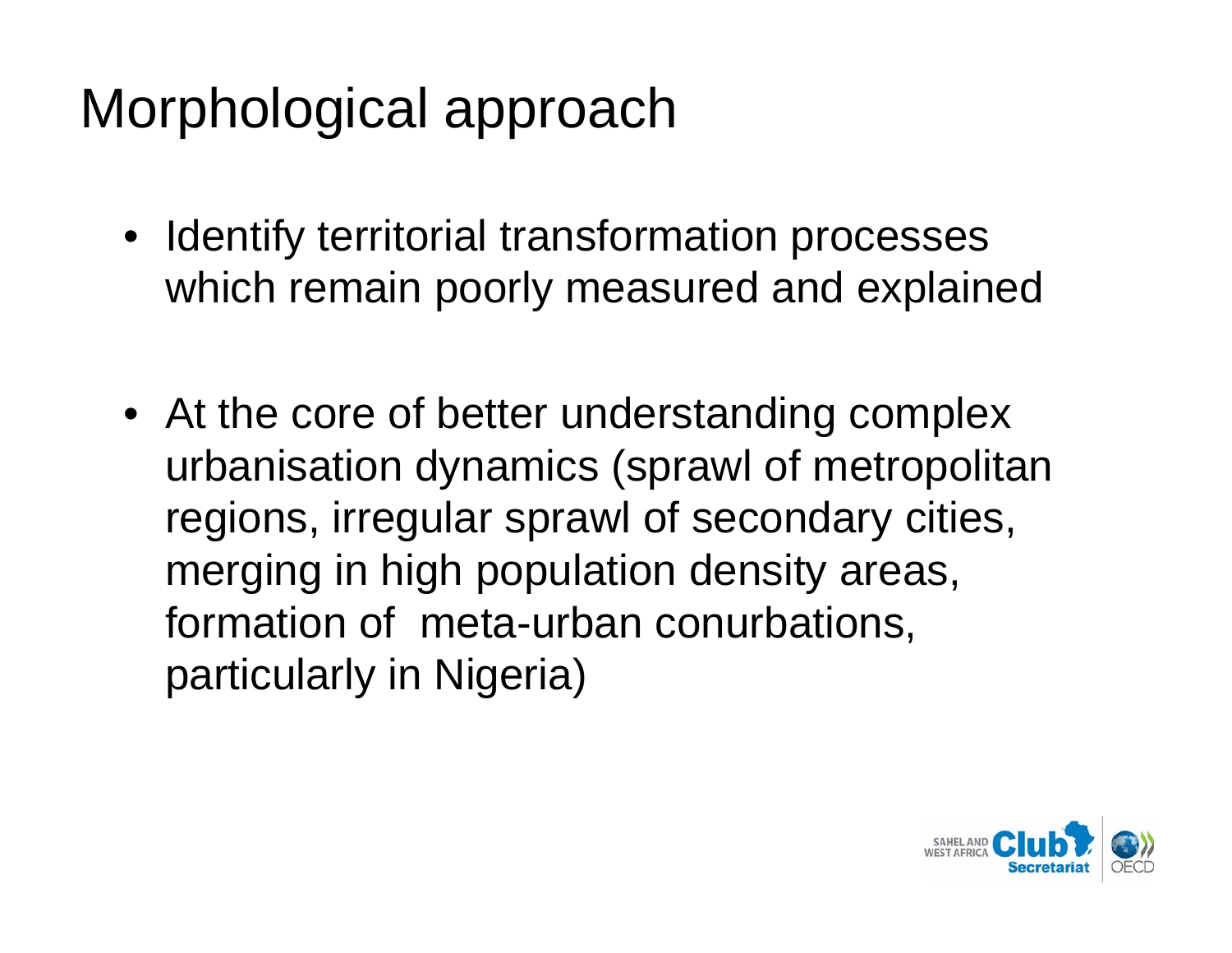# Morphological approach

- Identify territorial transformation processes which remain poorly measured and explained

- At the core of better understanding complex urbanisation dynamics (sprawl of metropolitan regions, irregular sprawl of secondary cities, merging in high population density areas, formation of meta-urban conurbations, particularly in Nigeria)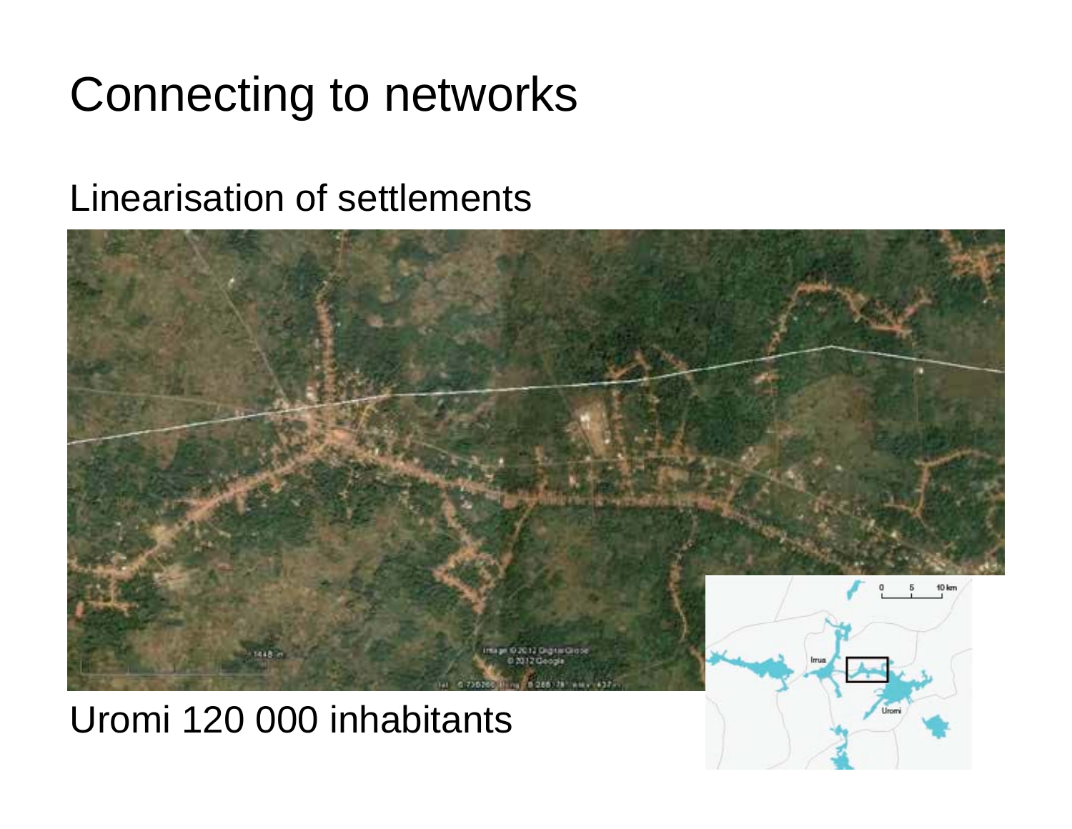# Connecting to networks

## Linearisation of settlements

Uromi 120 000 inhabitants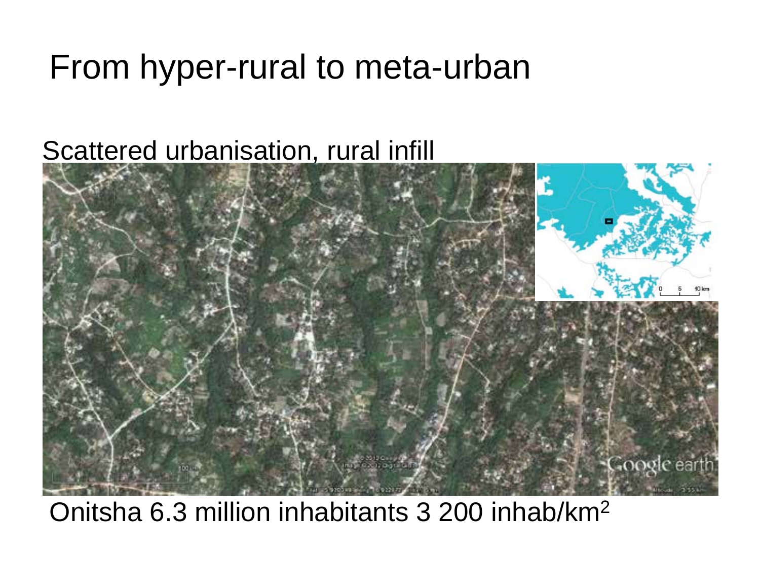# From hyper-rural to meta-urban

Scattered urbanisation, rural infill

Onitsha 6.3 million inhabitants 3 200 inhab/km$^2$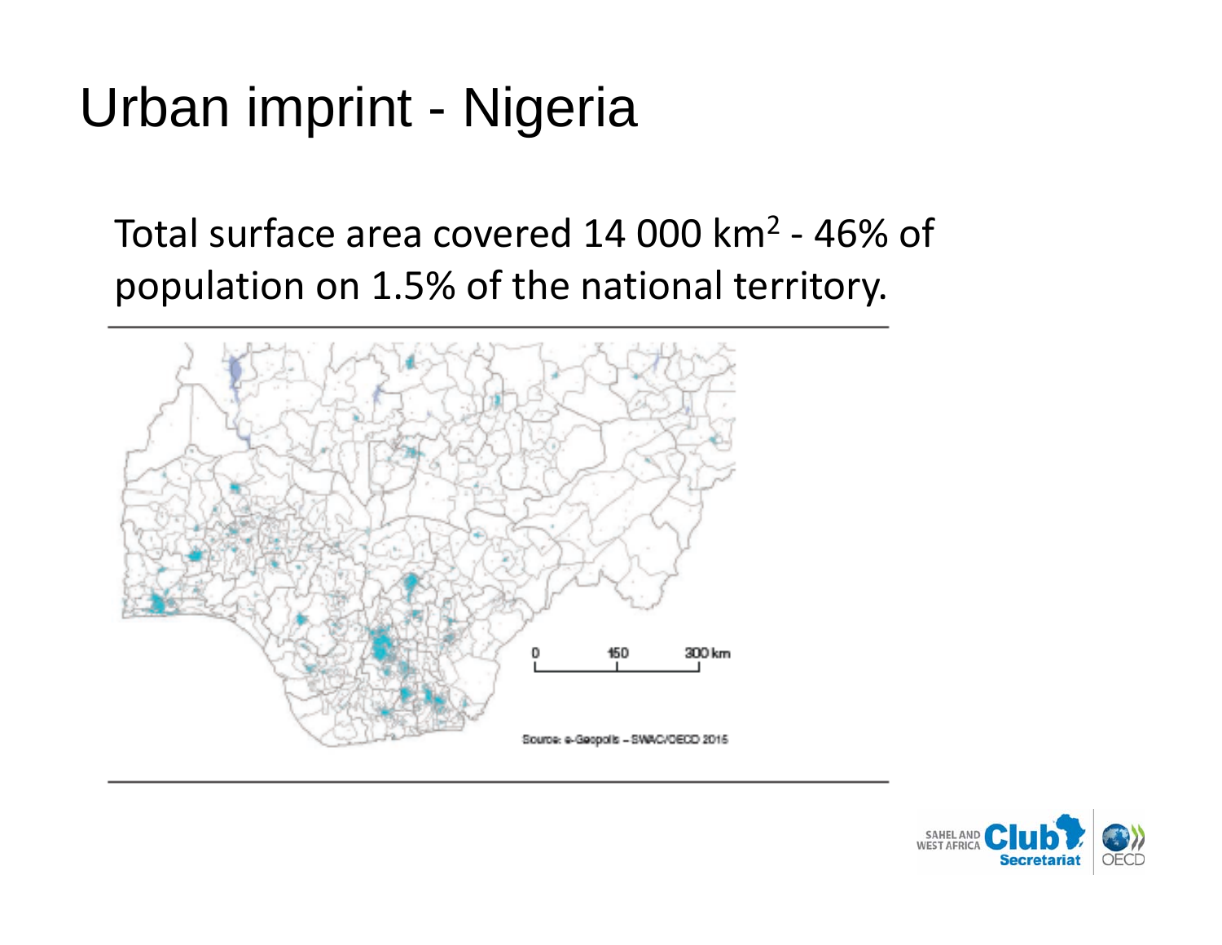# Urban imprint - Nigeria

Total surface area covered 14 000 km$^2$ - 46% of population on 1.5% of the national territory.

0 150 300 km

Source: e-Geopolis – SWAC/OECD 2015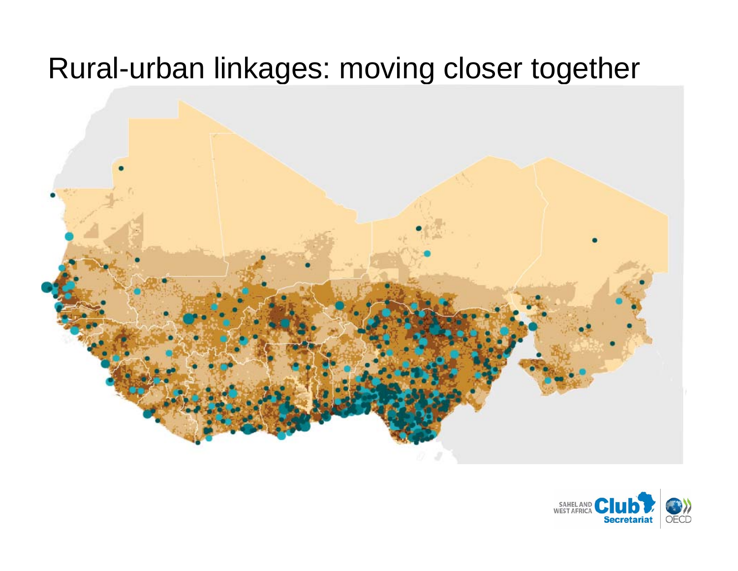# Rural-urban linkages: moving closer together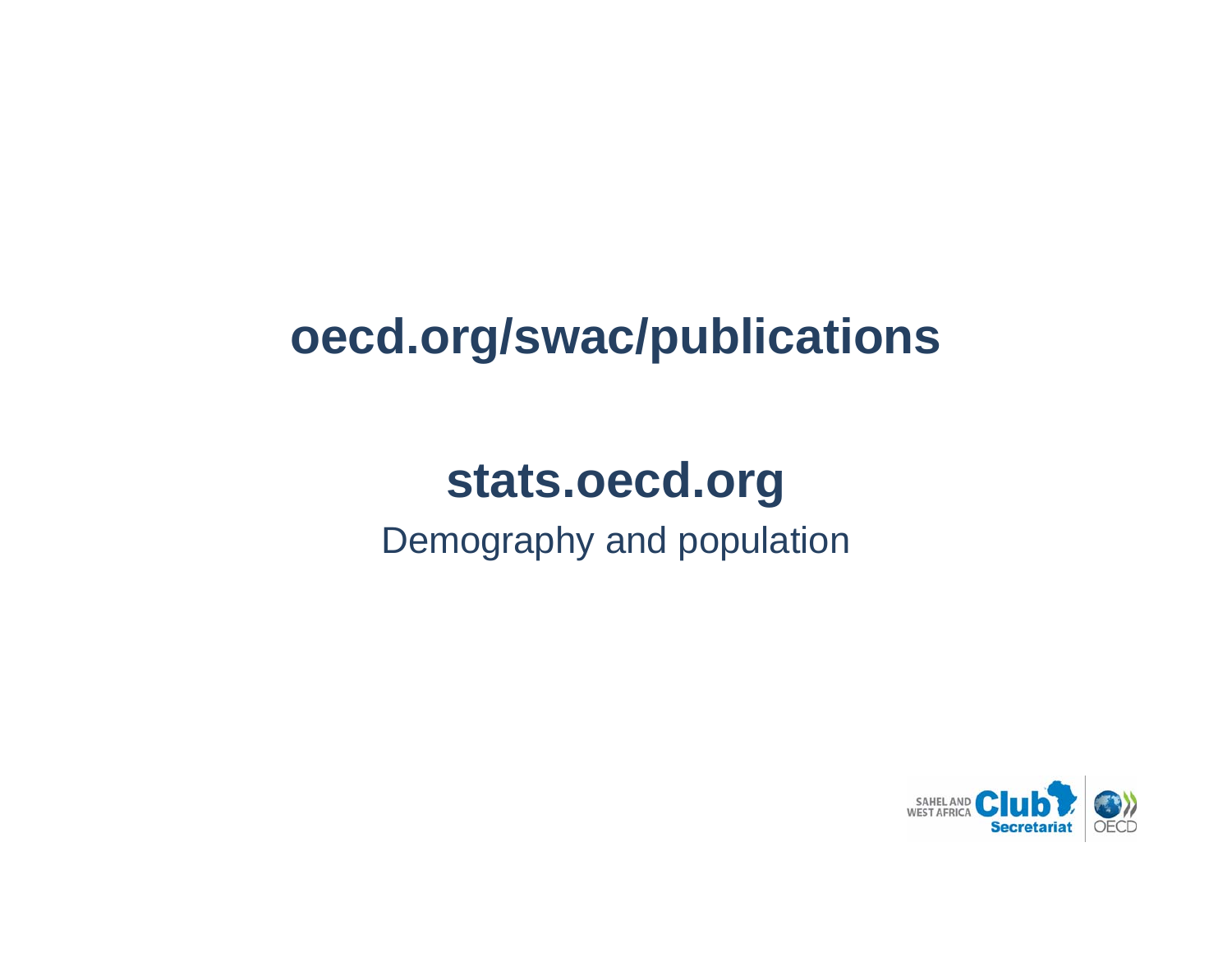**oecd.org/swac/publications**

**stats.oecd.org**

Demography and population